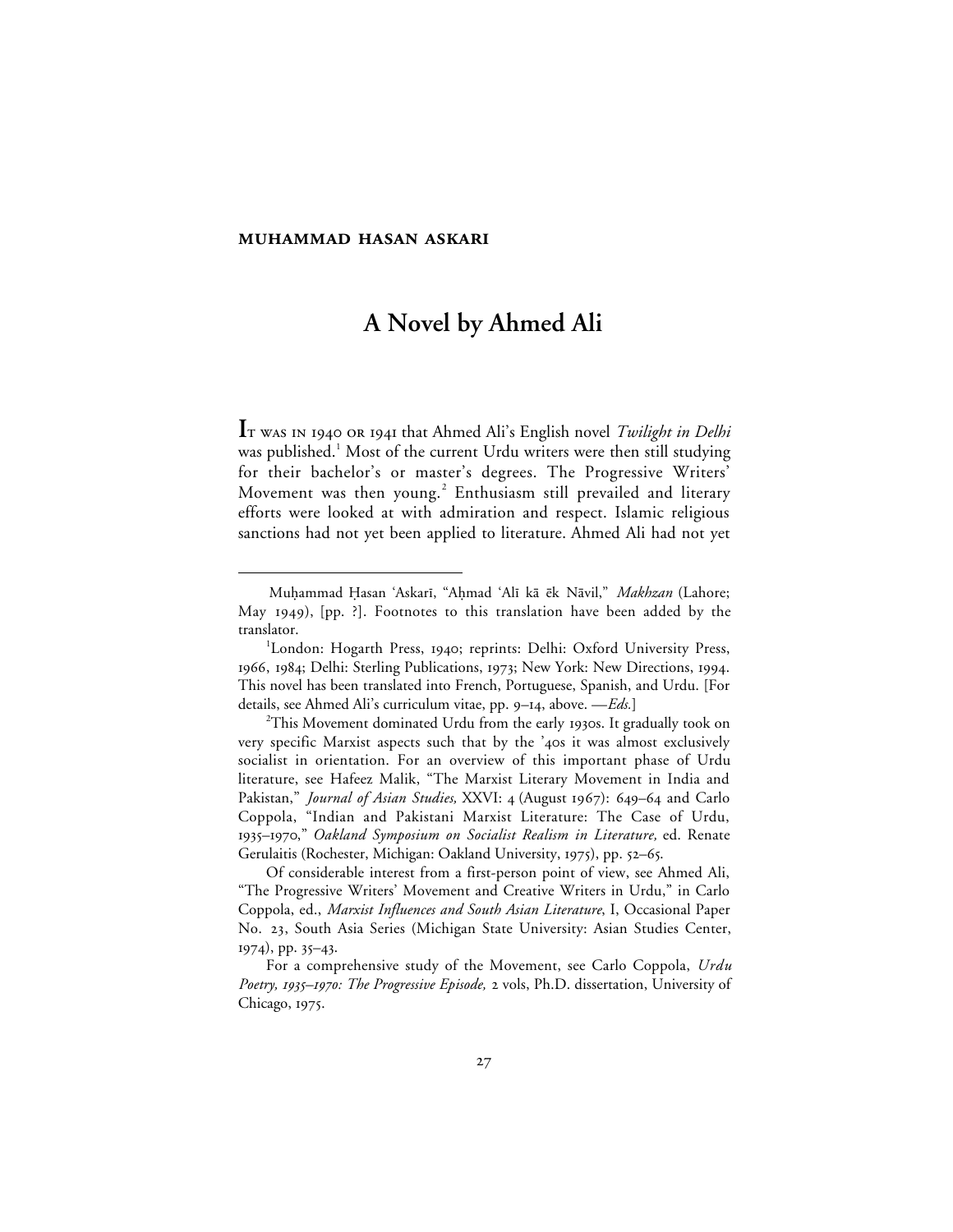**MUHAMMAD HASAN ASKARI**

# A Novel by Ahmed Ali

IT WAS IN 1940 OR 1941 that Ahmed Ali's English novel *Twilight in Delhi* was published.[1] Most of the current Urdu writers were then still studying for their bachelor's or master's degrees. The Progressive Writers' Movement was then young.[2] Enthusiasm still prevailed and literary efforts were looked at with admiration and respect. Islamic religious sanctions had not yet been applied to literature. Ahmed Ali had not yet

---

Muḥammad Ḥasan ʿAskarī, "Aḥmad ʿAlī kā ēk Nāvil," *Makhzan* (Lahore; May 1949), [pp. ?]. Footnotes to this translation have been added by the translator.

[1]London: Hogarth Press, 1940; reprints: Delhi: Oxford University Press, 1966, 1984; Delhi: Sterling Publications, 1973; New York: New Directions, 1994. This novel has been translated into French, Portuguese, Spanish, and Urdu. [For details, see Ahmed Ali's curriculum vitae, pp. 9–14, above. —*Eds.*]

[2]This Movement dominated Urdu from the early 1930s. It gradually took on very specific Marxist aspects such that by the '40s it was almost exclusively socialist in orientation. For an overview of this important phase of Urdu literature, see Hafeez Malik, "The Marxist Literary Movement in India and Pakistan," *Journal of Asian Studies,* XXVI: 4 (August 1967): 649–64 and Carlo Coppola, "Indian and Pakistani Marxist Literature: The Case of Urdu, 1935–1970," *Oakland Symposium on Socialist Realism in Literature,* ed. Renate Gerulaitis (Rochester, Michigan: Oakland University, 1975), pp. 52–65.

Of considerable interest from a first-person point of view, see Ahmed Ali, "The Progressive Writers' Movement and Creative Writers in Urdu," in Carlo Coppola, ed., *Marxist Influences and South Asian Literature*, I, Occasional Paper No. 23, South Asia Series (Michigan State University: Asian Studies Center, 1974), pp. 35–43.

For a comprehensive study of the Movement, see Carlo Coppola, *Urdu Poetry, 1935–1970: The Progressive Episode,* 2 vols, Ph.D. dissertation, University of Chicago, 1975.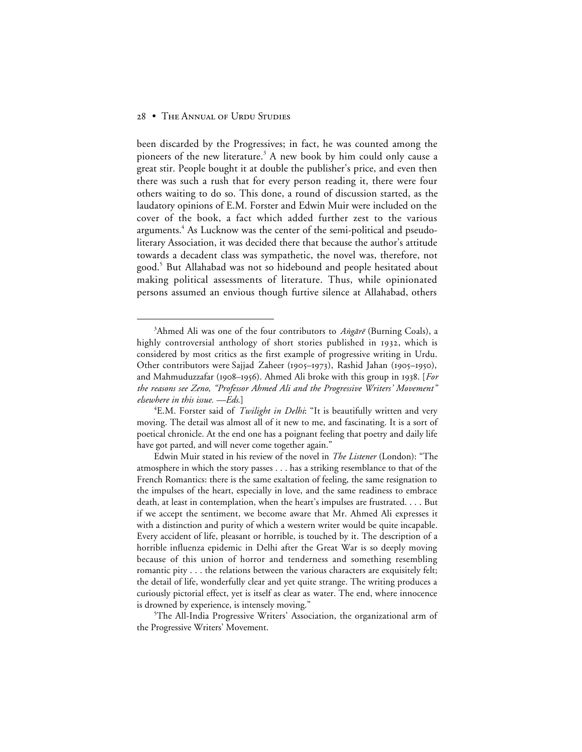been discarded by the Progressives; in fact, he was counted among the pioneers of the new literature.[3] A new book by him could only cause a great stir. People bought it at double the publisher's price, and even then there was such a rush that for every person reading it, there were four others waiting to do so. This done, a round of discussion started, as the laudatory opinions of E.M. Forster and Edwin Muir were included on the cover of the book, a fact which added further zest to the various arguments.[4] As Lucknow was the center of the semi-political and pseudo-literary Association, it was decided there that because the author's attitude towards a decadent class was sympathetic, the novel was, therefore, not good.[5] But Allahabad was not so hidebound and people hesitated about making political assessments of literature. Thus, while opinionated persons assumed an envious though furtive silence at Allahabad, others

---

[3]Ahmed Ali was one of the four contributors to *Aṅgārē* (Burning Coals), a highly controversial anthology of short stories published in 1932, which is considered by most critics as the first example of progressive writing in Urdu. Other contributors were Sajjad Zaheer (1905–1973), Rashid Jahan (1905–1950), and Mahmuduzzafar (1908–1956). Ahmed Ali broke with this group in 1938. [*For the reasons see Zeno, "Professor Ahmed Ali and the Progressive Writers' Movement" elsewhere in this issue. —Eds.*]

[4]E.M. Forster said of *Twilight in Delhi*: "It is beautifully written and very moving. The detail was almost all of it new to me, and fascinating. It is a sort of poetical chronicle. At the end one has a poignant feeling that poetry and daily life have got parted, and will never come together again."

Edwin Muir stated in his review of the novel in *The Listener* (London): "The atmosphere in which the story passes . . . has a striking resemblance to that of the French Romantics: there is the same exaltation of feeling, the same resignation to the impulses of the heart, especially in love, and the same readiness to embrace death, at least in contemplation, when the heart's impulses are frustrated. . . . But if we accept the sentiment, we become aware that Mr. Ahmed Ali expresses it with a distinction and purity of which a western writer would be quite incapable. Every accident of life, pleasant or horrible, is touched by it. The description of a horrible influenza epidemic in Delhi after the Great War is so deeply moving because of this union of horror and tenderness and something resembling romantic pity . . . the relations between the various characters are exquisitely felt; the detail of life, wonderfully clear and yet quite strange. The writing produces a curiously pictorial effect, yet is itself as clear as water. The end, where innocence is drowned by experience, is intensely moving."

[5]The All-India Progressive Writers' Association, the organizational arm of the Progressive Writers' Movement.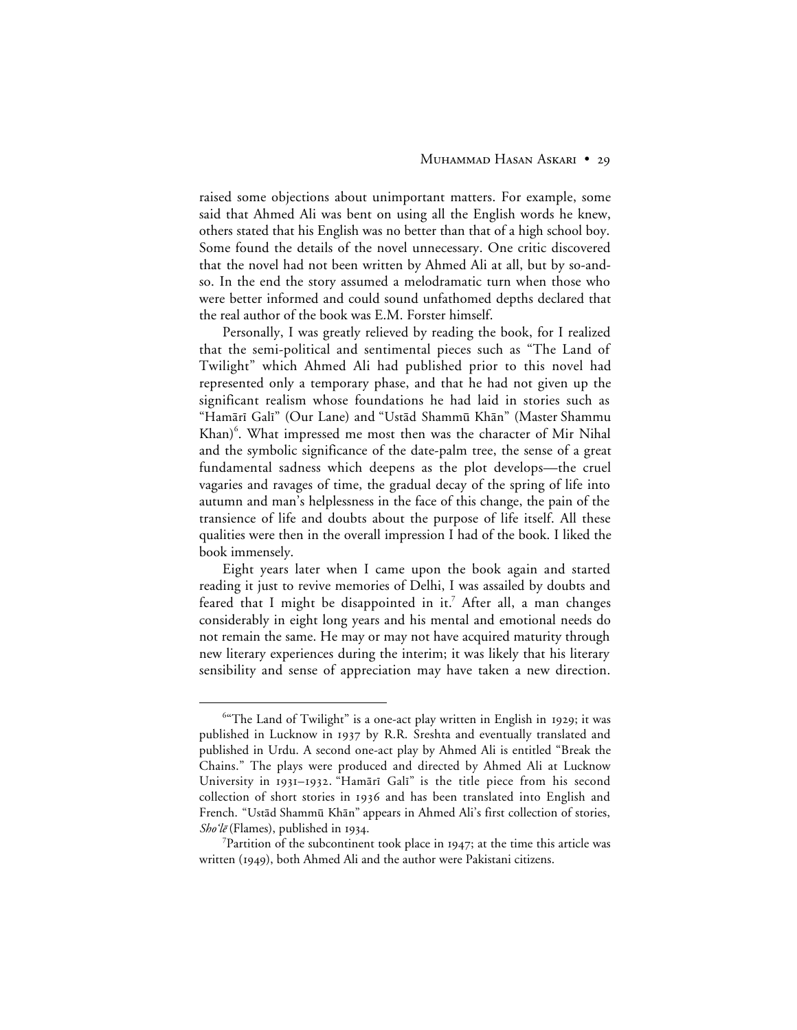raised some objections about unimportant matters. For example, some said that Ahmed Ali was bent on using all the English words he knew, others stated that his English was no better than that of a high school boy. Some found the details of the novel unnecessary. One critic discovered that the novel had not been written by Ahmed Ali at all, but by so-and-so. In the end the story assumed a melodramatic turn when those who were better informed and could sound unfathomed depths declared that the real author of the book was E.M. Forster himself.

Personally, I was greatly relieved by reading the book, for I realized that the semi-political and sentimental pieces such as "The Land of Twilight" which Ahmed Ali had published prior to this novel had represented only a temporary phase, and that he had not given up the significant realism whose foundations he had laid in stories such as "Hamārī Galī" (Our Lane) and "Ustād Shammū Khān" (Master Shammu Khan)[6]. What impressed me most then was the character of Mir Nihal and the symbolic significance of the date-palm tree, the sense of a great fundamental sadness which deepens as the plot develops—the cruel vagaries and ravages of time, the gradual decay of the spring of life into autumn and man's helplessness in the face of this change, the pain of the transience of life and doubts about the purpose of life itself. All these qualities were then in the overall impression I had of the book. I liked the book immensely.

Eight years later when I came upon the book again and started reading it just to revive memories of Delhi, I was assailed by doubts and feared that I might be disappointed in it.[7] After all, a man changes considerably in eight long years and his mental and emotional needs do not remain the same. He may or may not have acquired maturity through new literary experiences during the interim; it was likely that his literary sensibility and sense of appreciation may have taken a new direction.

---

[6]"The Land of Twilight" is a one-act play written in English in 1929; it was published in Lucknow in 1937 by R.R. Sreshta and eventually translated and published in Urdu. A second one-act play by Ahmed Ali is entitled "Break the Chains." The plays were produced and directed by Ahmed Ali at Lucknow University in 1931–1932. "Hamārī Galī" is the title piece from his second collection of short stories in 1936 and has been translated into English and French. "Ustād Shammū Khān" appears in Ahmed Ali's first collection of stories, *Sho'lē* (Flames), published in 1934.

[7]Partition of the subcontinent took place in 1947; at the time this article was written (1949), both Ahmed Ali and the author were Pakistani citizens.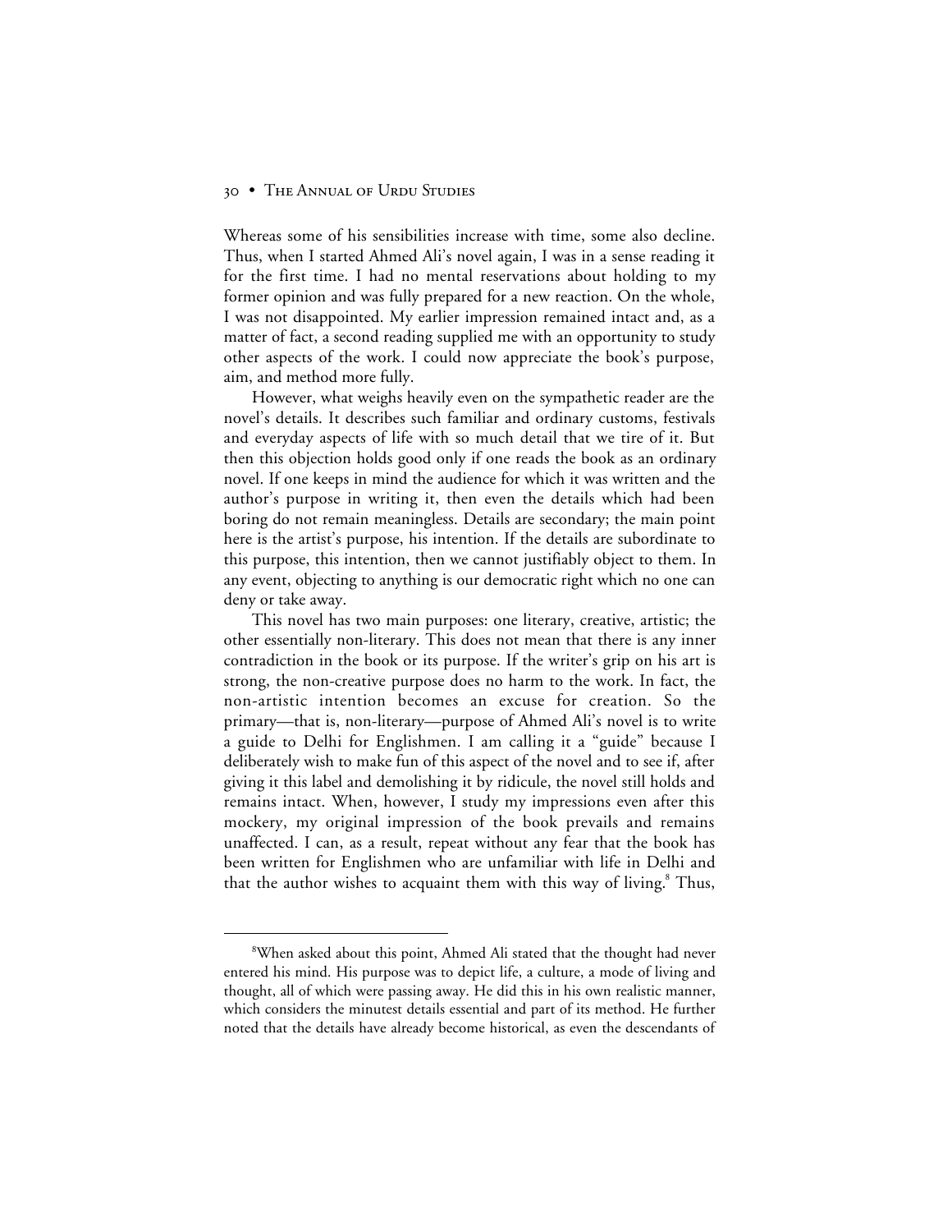Whereas some of his sensibilities increase with time, some also decline. Thus, when I started Ahmed Ali's novel again, I was in a sense reading it for the first time. I had no mental reservations about holding to my former opinion and was fully prepared for a new reaction. On the whole, I was not disappointed. My earlier impression remained intact and, as a matter of fact, a second reading supplied me with an opportunity to study other aspects of the work. I could now appreciate the book's purpose, aim, and method more fully.

However, what weighs heavily even on the sympathetic reader are the novel's details. It describes such familiar and ordinary customs, festivals and everyday aspects of life with so much detail that we tire of it. But then this objection holds good only if one reads the book as an ordinary novel. If one keeps in mind the audience for which it was written and the author's purpose in writing it, then even the details which had been boring do not remain meaningless. Details are secondary; the main point here is the artist's purpose, his intention. If the details are subordinate to this purpose, this intention, then we cannot justifiably object to them. In any event, objecting to anything is our democratic right which no one can deny or take away.

This novel has two main purposes: one literary, creative, artistic; the other essentially non-literary. This does not mean that there is any inner contradiction in the book or its purpose. If the writer's grip on his art is strong, the non-creative purpose does no harm to the work. In fact, the non-artistic intention becomes an excuse for creation. So the primary—that is, non-literary—purpose of Ahmed Ali's novel is to write a guide to Delhi for Englishmen. I am calling it a "guide" because I deliberately wish to make fun of this aspect of the novel and to see if, after giving it this label and demolishing it by ridicule, the novel still holds and remains intact. When, however, I study my impressions even after this mockery, my original impression of the book prevails and remains unaffected. I can, as a result, repeat without any fear that the book has been written for Englishmen who are unfamiliar with life in Delhi and that the author wishes to acquaint them with this way of living.[8] Thus,

---

[8]When asked about this point, Ahmed Ali stated that the thought had never entered his mind. His purpose was to depict life, a culture, a mode of living and thought, all of which were passing away. He did this in his own realistic manner, which considers the minutest details essential and part of its method. He further noted that the details have already become historical, as even the descendants of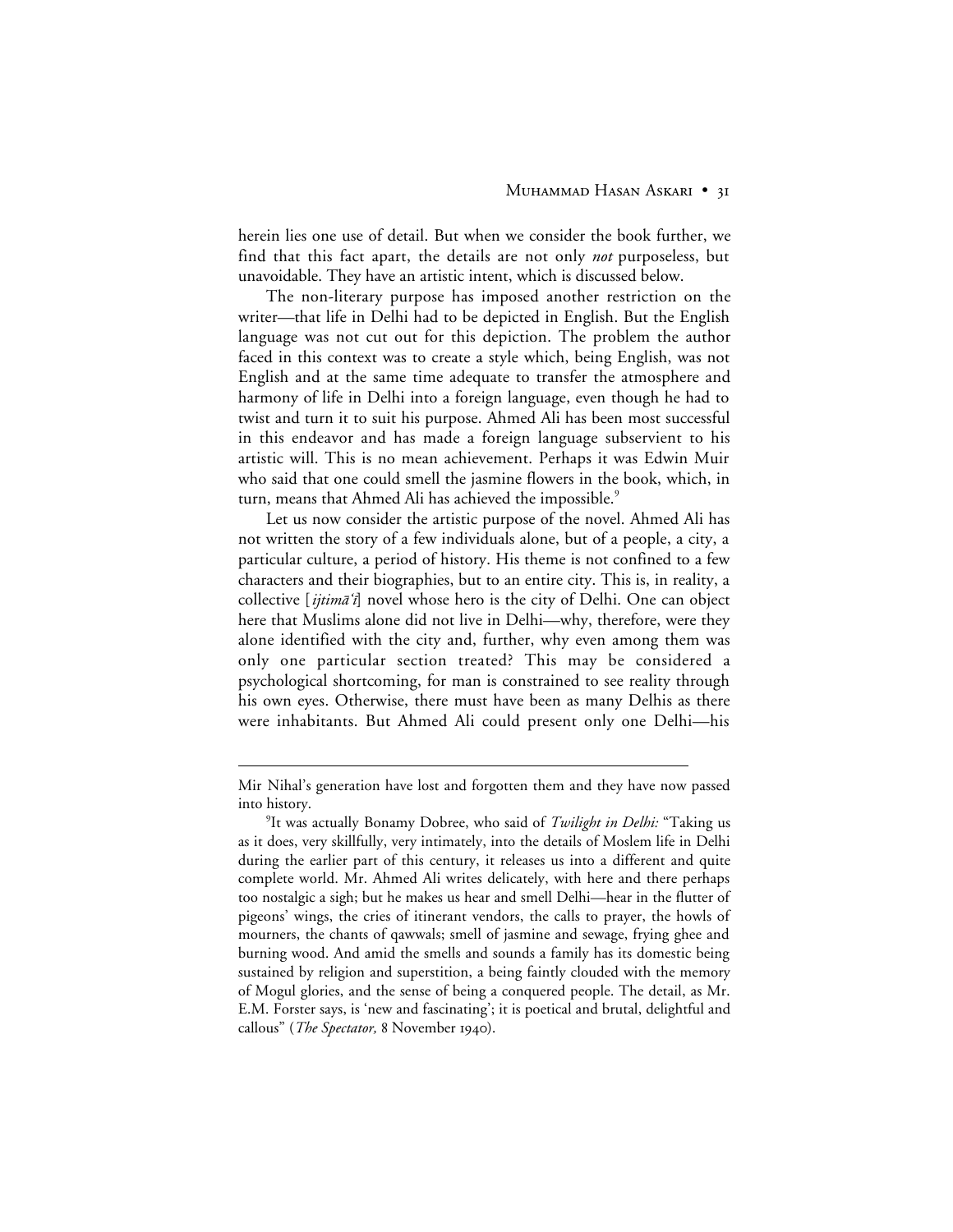herein lies one use of detail. But when we consider the book further, we find that this fact apart, the details are not only *not* purposeless, but unavoidable. They have an artistic intent, which is discussed below.

The non-literary purpose has imposed another restriction on the writer—that life in Delhi had to be depicted in English. But the English language was not cut out for this depiction. The problem the author faced in this context was to create a style which, being English, was not English and at the same time adequate to transfer the atmosphere and harmony of life in Delhi into a foreign language, even though he had to twist and turn it to suit his purpose. Ahmed Ali has been most successful in this endeavor and has made a foreign language subservient to his artistic will. This is no mean achievement. Perhaps it was Edwin Muir who said that one could smell the jasmine flowers in the book, which, in turn, means that Ahmed Ali has achieved the impossible.[9]

Let us now consider the artistic purpose of the novel. Ahmed Ali has not written the story of a few individuals alone, but of a people, a city, a particular culture, a period of history. His theme is not confined to a few characters and their biographies, but to an entire city. This is, in reality, a collective [*ijtimāʿī*] novel whose hero is the city of Delhi. One can object here that Muslims alone did not live in Delhi—why, therefore, were they alone identified with the city and, further, why even among them was only one particular section treated? This may be considered a psychological shortcoming, for man is constrained to see reality through his own eyes. Otherwise, there must have been as many Delhis as there were inhabitants. But Ahmed Ali could present only one Delhi—his

---

Mir Nihal's generation have lost and forgotten them and they have now passed into history.

[9]It was actually Bonamy Dobree, who said of *Twilight in Delhi:* "Taking us as it does, very skillfully, very intimately, into the details of Moslem life in Delhi during the earlier part of this century, it releases us into a different and quite complete world. Mr. Ahmed Ali writes delicately, with here and there perhaps too nostalgic a sigh; but he makes us hear and smell Delhi—hear in the flutter of pigeons' wings, the cries of itinerant vendors, the calls to prayer, the howls of mourners, the chants of qawwals; smell of jasmine and sewage, frying ghee and burning wood. And amid the smells and sounds a family has its domestic being sustained by religion and superstition, a being faintly clouded with the memory of Mogul glories, and the sense of being a conquered people. The detail, as Mr. E.M. Forster says, is 'new and fascinating'; it is poetical and brutal, delightful and callous" (*The Spectator,* 8 November 1940).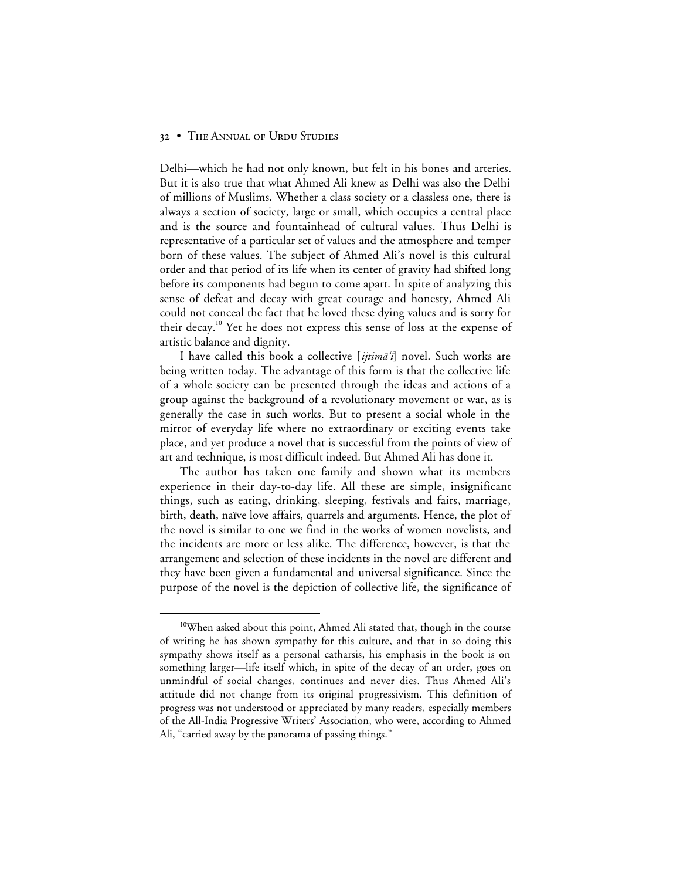Delhi—which he had not only known, but felt in his bones and arteries. But it is also true that what Ahmed Ali knew as Delhi was also the Delhi of millions of Muslims. Whether a class society or a classless one, there is always a section of society, large or small, which occupies a central place and is the source and fountainhead of cultural values. Thus Delhi is representative of a particular set of values and the atmosphere and temper born of these values. The subject of Ahmed Ali's novel is this cultural order and that period of its life when its center of gravity had shifted long before its components had begun to come apart. In spite of analyzing this sense of defeat and decay with great courage and honesty, Ahmed Ali could not conceal the fact that he loved these dying values and is sorry for their decay.[10] Yet he does not express this sense of loss at the expense of artistic balance and dignity.

I have called this book a collective [*ijtimāʿī*] novel. Such works are being written today. The advantage of this form is that the collective life of a whole society can be presented through the ideas and actions of a group against the background of a revolutionary movement or war, as is generally the case in such works. But to present a social whole in the mirror of everyday life where no extraordinary or exciting events take place, and yet produce a novel that is successful from the points of view of art and technique, is most difficult indeed. But Ahmed Ali has done it.

The author has taken one family and shown what its members experience in their day-to-day life. All these are simple, insignificant things, such as eating, drinking, sleeping, festivals and fairs, marriage, birth, death, naïve love affairs, quarrels and arguments. Hence, the plot of the novel is similar to one we find in the works of women novelists, and the incidents are more or less alike. The difference, however, is that the arrangement and selection of these incidents in the novel are different and they have been given a fundamental and universal significance. Since the purpose of the novel is the depiction of collective life, the significance of

---

[10] When asked about this point, Ahmed Ali stated that, though in the course of writing he has shown sympathy for this culture, and that in so doing this sympathy shows itself as a personal catharsis, his emphasis in the book is on something larger—life itself which, in spite of the decay of an order, goes on unmindful of social changes, continues and never dies. Thus Ahmed Ali's attitude did not change from its original progressivism. This definition of progress was not understood or appreciated by many readers, especially members of the All-India Progressive Writers' Association, who were, according to Ahmed Ali, "carried away by the panorama of passing things."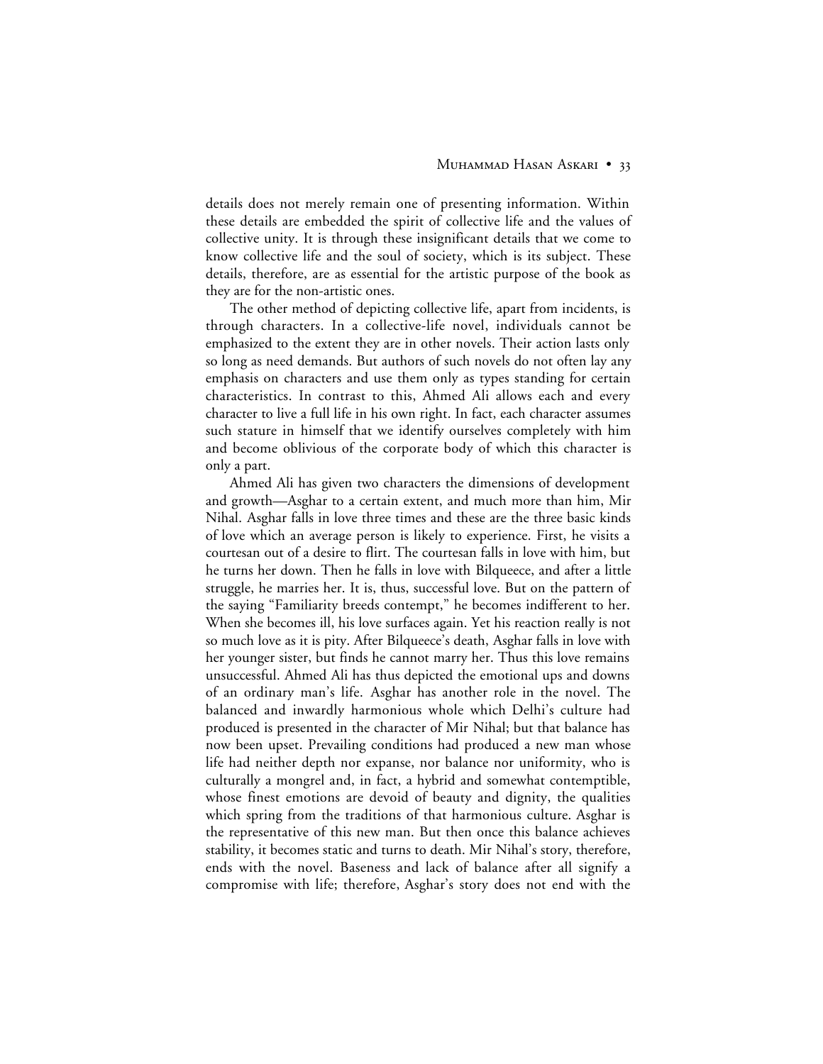details does not merely remain one of presenting information. Within these details are embedded the spirit of collective life and the values of collective unity. It is through these insignificant details that we come to know collective life and the soul of society, which is its subject. These details, therefore, are as essential for the artistic purpose of the book as they are for the non-artistic ones.

The other method of depicting collective life, apart from incidents, is through characters. In a collective-life novel, individuals cannot be emphasized to the extent they are in other novels. Their action lasts only so long as need demands. But authors of such novels do not often lay any emphasis on characters and use them only as types standing for certain characteristics. In contrast to this, Ahmed Ali allows each and every character to live a full life in his own right. In fact, each character assumes such stature in himself that we identify ourselves completely with him and become oblivious of the corporate body of which this character is only a part.

Ahmed Ali has given two characters the dimensions of development and growth—Asghar to a certain extent, and much more than him, Mir Nihal. Asghar falls in love three times and these are the three basic kinds of love which an average person is likely to experience. First, he visits a courtesan out of a desire to flirt. The courtesan falls in love with him, but he turns her down. Then he falls in love with Bilqueece, and after a little struggle, he marries her. It is, thus, successful love. But on the pattern of the saying "Familiarity breeds contempt," he becomes indifferent to her. When she becomes ill, his love surfaces again. Yet his reaction really is not so much love as it is pity. After Bilqueece's death, Asghar falls in love with her younger sister, but finds he cannot marry her. Thus this love remains unsuccessful. Ahmed Ali has thus depicted the emotional ups and downs of an ordinary man's life. Asghar has another role in the novel. The balanced and inwardly harmonious whole which Delhi's culture had produced is presented in the character of Mir Nihal; but that balance has now been upset. Prevailing conditions had produced a new man whose life had neither depth nor expanse, nor balance nor uniformity, who is culturally a mongrel and, in fact, a hybrid and somewhat contemptible, whose finest emotions are devoid of beauty and dignity, the qualities which spring from the traditions of that harmonious culture. Asghar is the representative of this new man. But then once this balance achieves stability, it becomes static and turns to death. Mir Nihal's story, therefore, ends with the novel. Baseness and lack of balance after all signify a compromise with life; therefore, Asghar's story does not end with the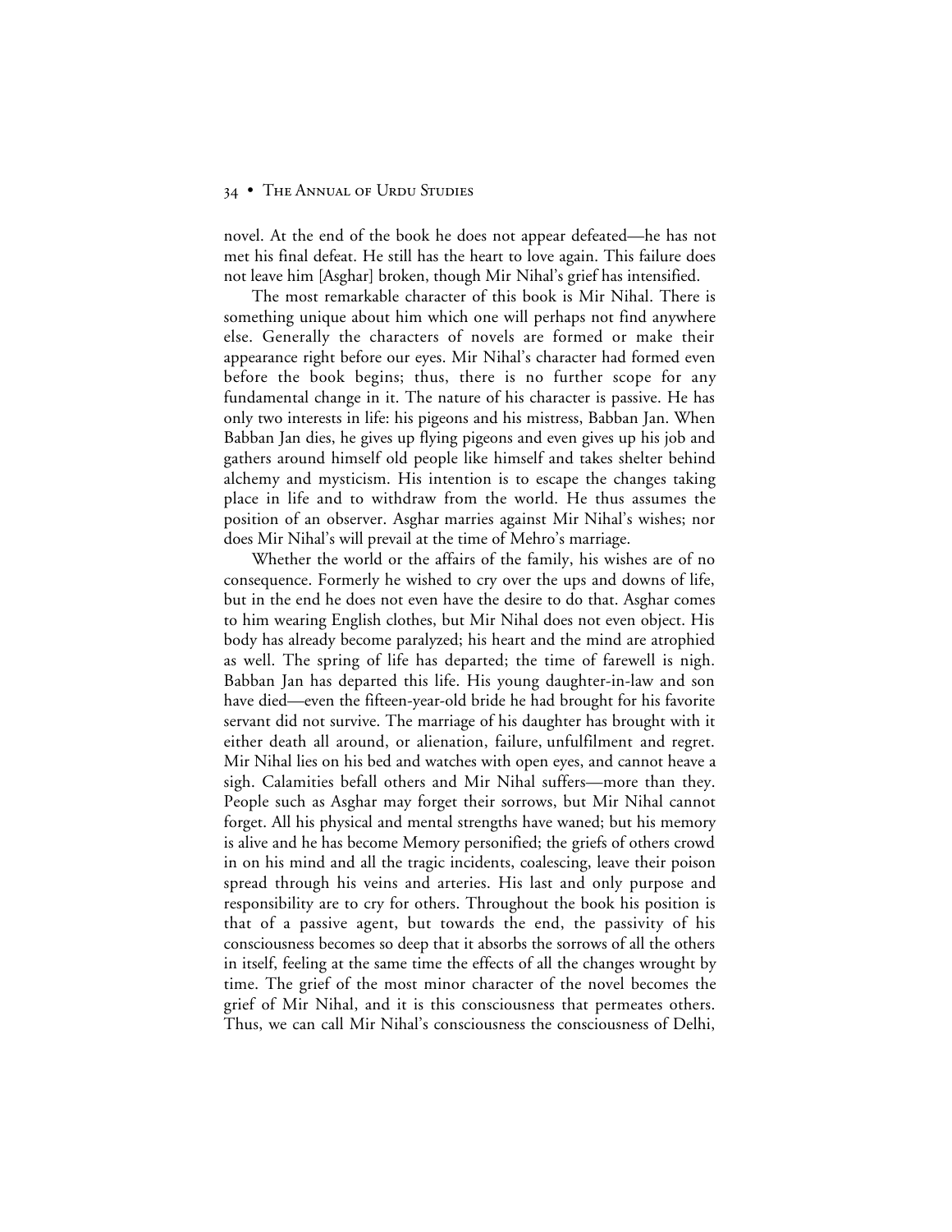novel. At the end of the book he does not appear defeated—he has not met his final defeat. He still has the heart to love again. This failure does not leave him [Asghar] broken, though Mir Nihal's grief has intensified.

The most remarkable character of this book is Mir Nihal. There is something unique about him which one will perhaps not find anywhere else. Generally the characters of novels are formed or make their appearance right before our eyes. Mir Nihal's character had formed even before the book begins; thus, there is no further scope for any fundamental change in it. The nature of his character is passive. He has only two interests in life: his pigeons and his mistress, Babban Jan. When Babban Jan dies, he gives up flying pigeons and even gives up his job and gathers around himself old people like himself and takes shelter behind alchemy and mysticism. His intention is to escape the changes taking place in life and to withdraw from the world. He thus assumes the position of an observer. Asghar marries against Mir Nihal's wishes; nor does Mir Nihal's will prevail at the time of Mehro's marriage.

Whether the world or the affairs of the family, his wishes are of no consequence. Formerly he wished to cry over the ups and downs of life, but in the end he does not even have the desire to do that. Asghar comes to him wearing English clothes, but Mir Nihal does not even object. His body has already become paralyzed; his heart and the mind are atrophied as well. The spring of life has departed; the time of farewell is nigh. Babban Jan has departed this life. His young daughter-in-law and son have died—even the fifteen-year-old bride he had brought for his favorite servant did not survive. The marriage of his daughter has brought with it either death all around, or alienation, failure, unfulfilment and regret. Mir Nihal lies on his bed and watches with open eyes, and cannot heave a sigh. Calamities befall others and Mir Nihal suffers—more than they. People such as Asghar may forget their sorrows, but Mir Nihal cannot forget. All his physical and mental strengths have waned; but his memory is alive and he has become Memory personified; the griefs of others crowd in on his mind and all the tragic incidents, coalescing, leave their poison spread through his veins and arteries. His last and only purpose and responsibility are to cry for others. Throughout the book his position is that of a passive agent, but towards the end, the passivity of his consciousness becomes so deep that it absorbs the sorrows of all the others in itself, feeling at the same time the effects of all the changes wrought by time. The grief of the most minor character of the novel becomes the grief of Mir Nihal, and it is this consciousness that permeates others. Thus, we can call Mir Nihal's consciousness the consciousness of Delhi,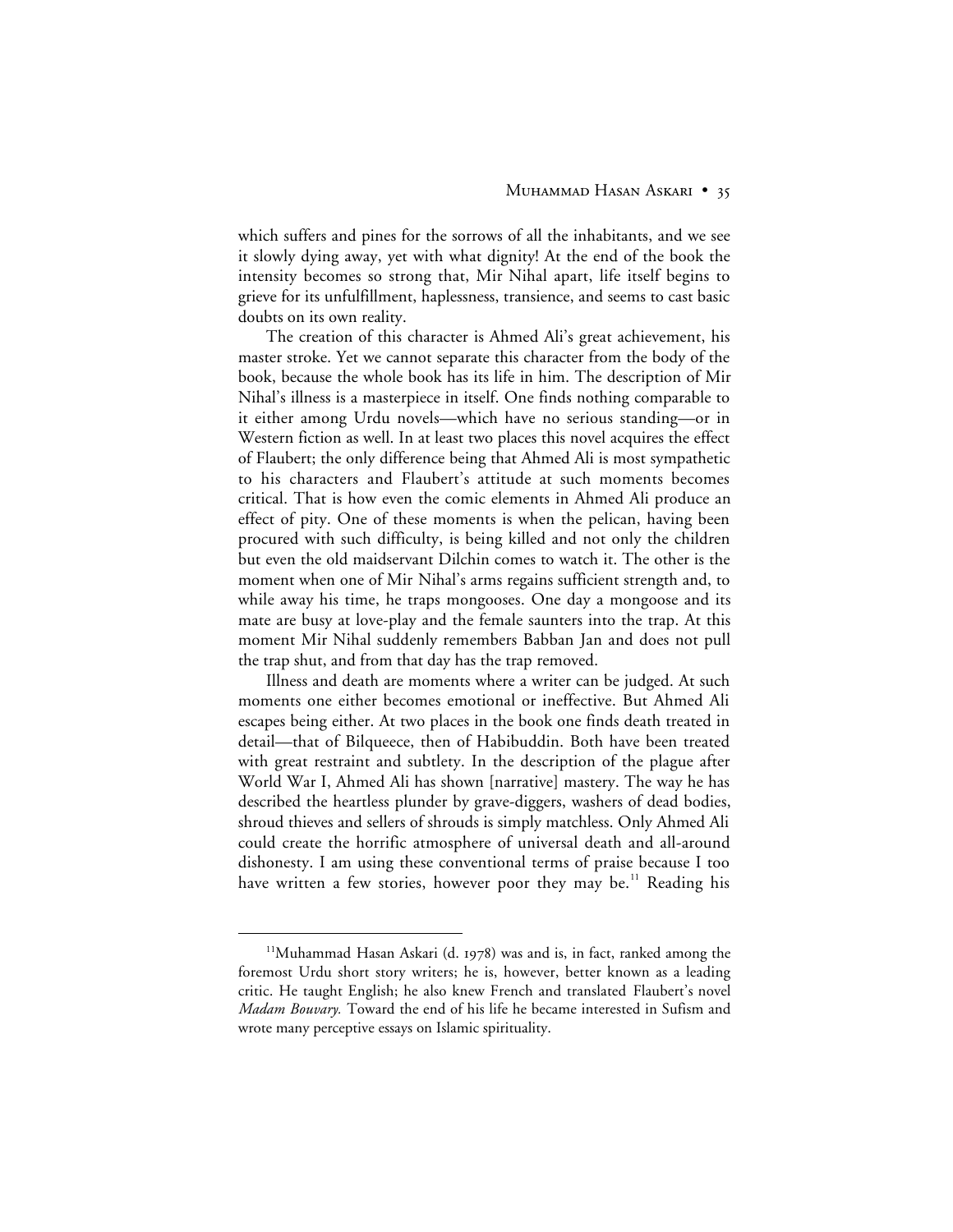which suffers and pines for the sorrows of all the inhabitants, and we see it slowly dying away, yet with what dignity! At the end of the book the intensity becomes so strong that, Mir Nihal apart, life itself begins to grieve for its unfulfillment, haplessness, transience, and seems to cast basic doubts on its own reality.

The creation of this character is Ahmed Ali's great achievement, his master stroke. Yet we cannot separate this character from the body of the book, because the whole book has its life in him. The description of Mir Nihal's illness is a masterpiece in itself. One finds nothing comparable to it either among Urdu novels—which have no serious standing—or in Western fiction as well. In at least two places this novel acquires the effect of Flaubert; the only difference being that Ahmed Ali is most sympathetic to his characters and Flaubert's attitude at such moments becomes critical. That is how even the comic elements in Ahmed Ali produce an effect of pity. One of these moments is when the pelican, having been procured with such difficulty, is being killed and not only the children but even the old maidservant Dilchin comes to watch it. The other is the moment when one of Mir Nihal's arms regains sufficient strength and, to while away his time, he traps mongooses. One day a mongoose and its mate are busy at love-play and the female saunters into the trap. At this moment Mir Nihal suddenly remembers Babban Jan and does not pull the trap shut, and from that day has the trap removed.

Illness and death are moments where a writer can be judged. At such moments one either becomes emotional or ineffective. But Ahmed Ali escapes being either. At two places in the book one finds death treated in detail—that of Bilqueece, then of Habibuddin. Both have been treated with great restraint and subtlety. In the description of the plague after World War I, Ahmed Ali has shown [narrative] mastery. The way he has described the heartless plunder by grave-diggers, washers of dead bodies, shroud thieves and sellers of shrouds is simply matchless. Only Ahmed Ali could create the horrific atmosphere of universal death and all-around dishonesty. I am using these conventional terms of praise because I too have written a few stories, however poor they may be.[11] Reading his

---

[11] Muhammad Hasan Askari (d. 1978) was and is, in fact, ranked among the foremost Urdu short story writers; he is, however, better known as a leading critic. He taught English; he also knew French and translated Flaubert's novel *Madam Bouvary.* Toward the end of his life he became interested in Sufism and wrote many perceptive essays on Islamic spirituality.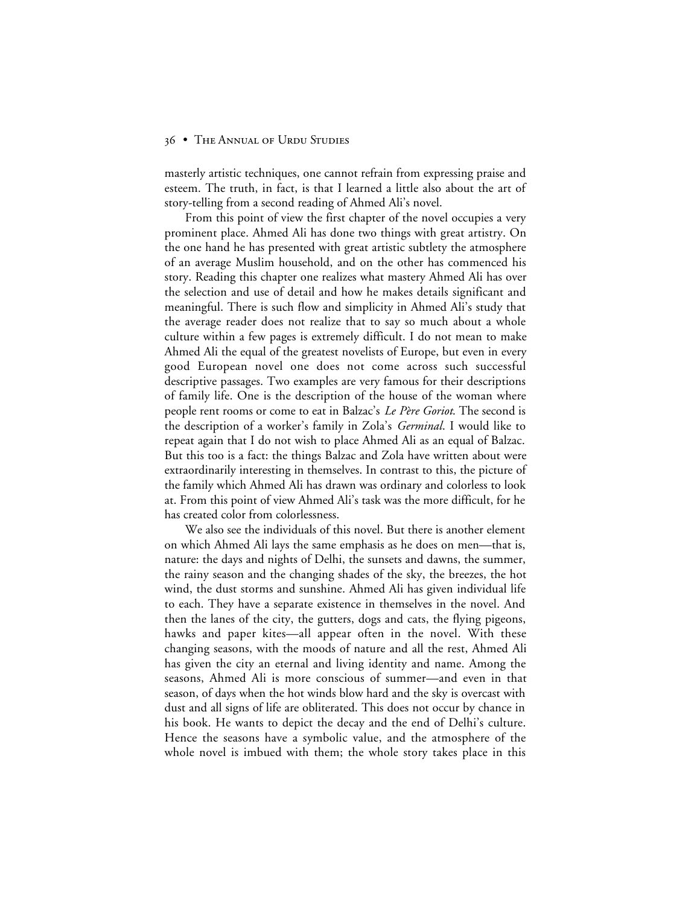masterly artistic techniques, one cannot refrain from expressing praise and esteem. The truth, in fact, is that I learned a little also about the art of story-telling from a second reading of Ahmed Ali's novel.

From this point of view the first chapter of the novel occupies a very prominent place. Ahmed Ali has done two things with great artistry. On the one hand he has presented with great artistic subtlety the atmosphere of an average Muslim household, and on the other has commenced his story. Reading this chapter one realizes what mastery Ahmed Ali has over the selection and use of detail and how he makes details significant and meaningful. There is such flow and simplicity in Ahmed Ali's study that the average reader does not realize that to say so much about a whole culture within a few pages is extremely difficult. I do not mean to make Ahmed Ali the equal of the greatest novelists of Europe, but even in every good European novel one does not come across such successful descriptive passages. Two examples are very famous for their descriptions of family life. One is the description of the house of the woman where people rent rooms or come to eat in Balzac's *Le Père Goriot*. The second is the description of a worker's family in Zola's *Germinal*. I would like to repeat again that I do not wish to place Ahmed Ali as an equal of Balzac. But this too is a fact: the things Balzac and Zola have written about were extraordinarily interesting in themselves. In contrast to this, the picture of the family which Ahmed Ali has drawn was ordinary and colorless to look at. From this point of view Ahmed Ali's task was the more difficult, for he has created color from colorlessness.

We also see the individuals of this novel. But there is another element on which Ahmed Ali lays the same emphasis as he does on men—that is, nature: the days and nights of Delhi, the sunsets and dawns, the summer, the rainy season and the changing shades of the sky, the breezes, the hot wind, the dust storms and sunshine. Ahmed Ali has given individual life to each. They have a separate existence in themselves in the novel. And then the lanes of the city, the gutters, dogs and cats, the flying pigeons, hawks and paper kites—all appear often in the novel. With these changing seasons, with the moods of nature and all the rest, Ahmed Ali has given the city an eternal and living identity and name. Among the seasons, Ahmed Ali is more conscious of summer—and even in that season, of days when the hot winds blow hard and the sky is overcast with dust and all signs of life are obliterated. This does not occur by chance in his book. He wants to depict the decay and the end of Delhi's culture. Hence the seasons have a symbolic value, and the atmosphere of the whole novel is imbued with them; the whole story takes place in this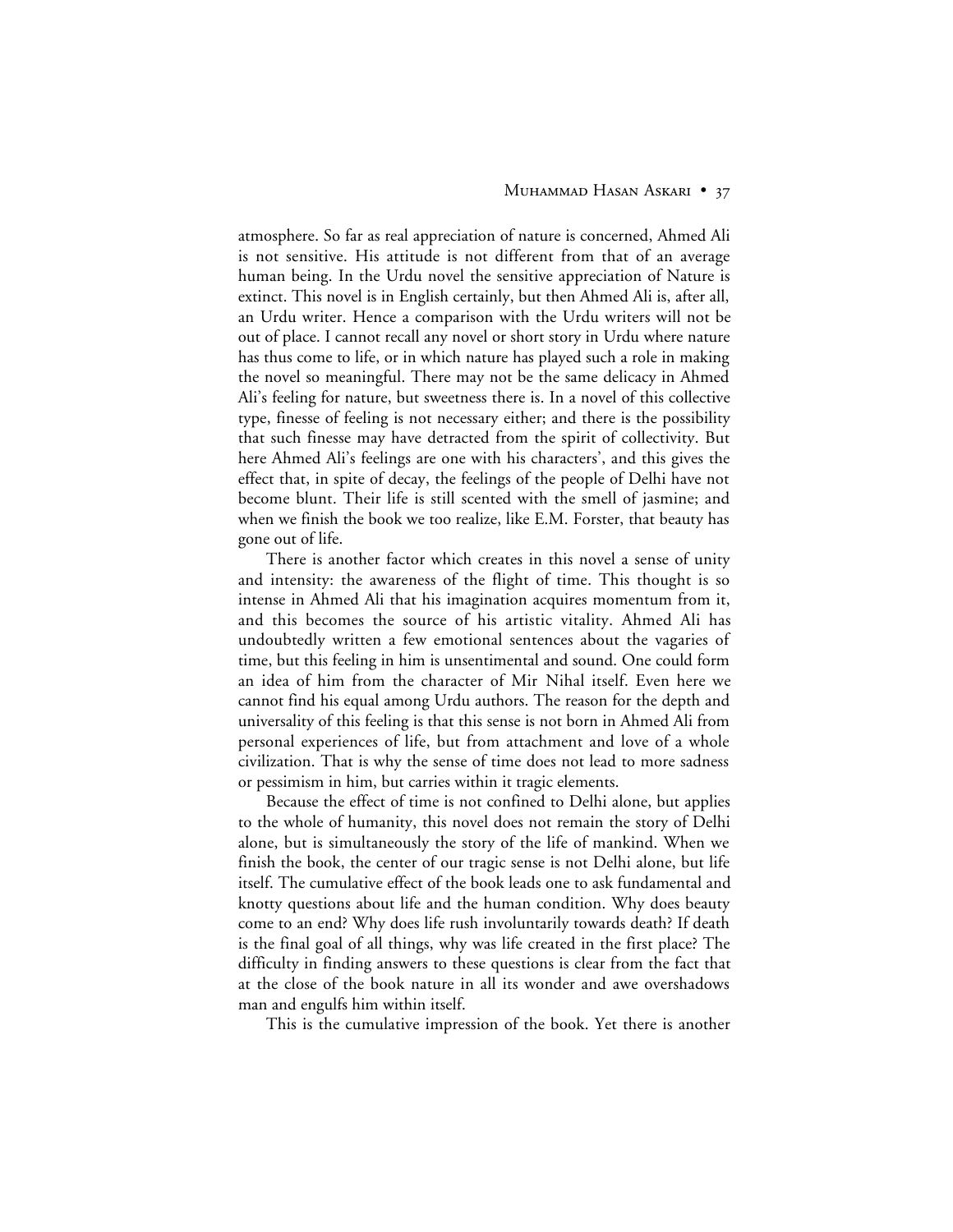atmosphere. So far as real appreciation of nature is concerned, Ahmed Ali is not sensitive. His attitude is not different from that of an average human being. In the Urdu novel the sensitive appreciation of Nature is extinct. This novel is in English certainly, but then Ahmed Ali is, after all, an Urdu writer. Hence a comparison with the Urdu writers will not be out of place. I cannot recall any novel or short story in Urdu where nature has thus come to life, or in which nature has played such a role in making the novel so meaningful. There may not be the same delicacy in Ahmed Ali's feeling for nature, but sweetness there is. In a novel of this collective type, finesse of feeling is not necessary either; and there is the possibility that such finesse may have detracted from the spirit of collectivity. But here Ahmed Ali's feelings are one with his characters', and this gives the effect that, in spite of decay, the feelings of the people of Delhi have not become blunt. Their life is still scented with the smell of jasmine; and when we finish the book we too realize, like E.M. Forster, that beauty has gone out of life.

There is another factor which creates in this novel a sense of unity and intensity: the awareness of the flight of time. This thought is so intense in Ahmed Ali that his imagination acquires momentum from it, and this becomes the source of his artistic vitality. Ahmed Ali has undoubtedly written a few emotional sentences about the vagaries of time, but this feeling in him is unsentimental and sound. One could form an idea of him from the character of Mir Nihal itself. Even here we cannot find his equal among Urdu authors. The reason for the depth and universality of this feeling is that this sense is not born in Ahmed Ali from personal experiences of life, but from attachment and love of a whole civilization. That is why the sense of time does not lead to more sadness or pessimism in him, but carries within it tragic elements.

Because the effect of time is not confined to Delhi alone, but applies to the whole of humanity, this novel does not remain the story of Delhi alone, but is simultaneously the story of the life of mankind. When we finish the book, the center of our tragic sense is not Delhi alone, but life itself. The cumulative effect of the book leads one to ask fundamental and knotty questions about life and the human condition. Why does beauty come to an end? Why does life rush involuntarily towards death? If death is the final goal of all things, why was life created in the first place? The difficulty in finding answers to these questions is clear from the fact that at the close of the book nature in all its wonder and awe overshadows man and engulfs him within itself.

This is the cumulative impression of the book. Yet there is another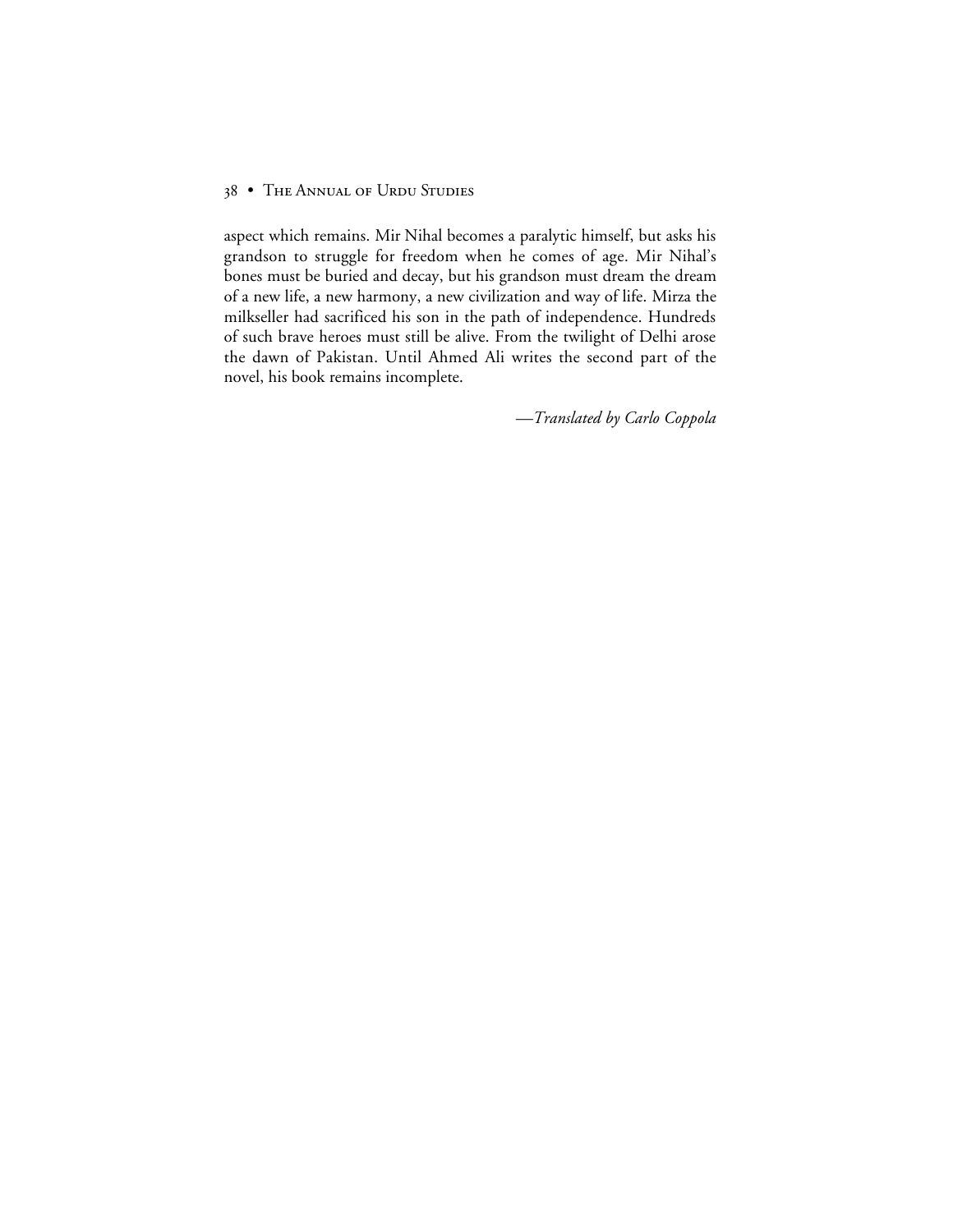aspect which remains. Mir Nihal becomes a paralytic himself, but asks his grandson to struggle for freedom when he comes of age. Mir Nihal's bones must be buried and decay, but his grandson must dream the dream of a new life, a new harmony, a new civilization and way of life. Mirza the milkseller had sacrificed his son in the path of independence. Hundreds of such brave heroes must still be alive. From the twilight of Delhi arose the dawn of Pakistan. Until Ahmed Ali writes the second part of the novel, his book remains incomplete.

*—Translated by Carlo Coppola*